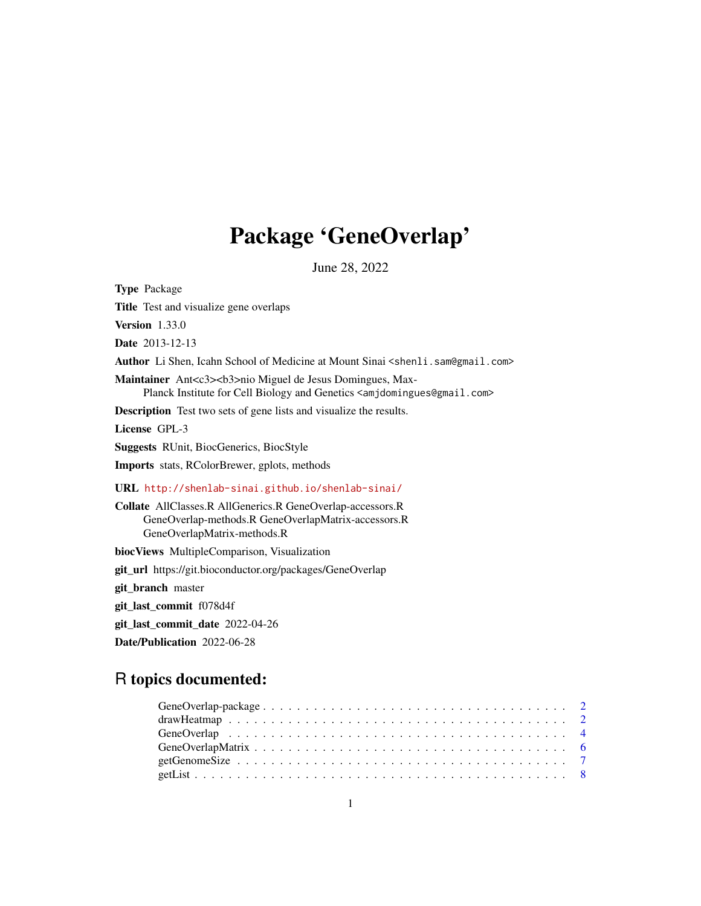# Package 'GeneOverlap'

June 28, 2022

**Type** Package

**Title** Test and visualize gene overlaps

**Version** 1.33.0

**Date** 2013-12-13

**Author** Li Shen, Icahn School of Medicine at Mount Sinai <shenli.sam@gmail.com>

**Maintainer** Ant<c3><b3>nio Miguel de Jesus Domingues, Max-Planck Institute for Cell Biology and Genetics <amjdomingues@gmail.com>

**Description** Test two sets of gene lists and visualize the results.

**License** GPL-3

**Suggests** RUnit, BiocGenerics, BiocStyle

**Imports** stats, RColorBrewer, gplots, methods

**URL** http://shenlab-sinai.github.io/shenlab-sinai/

**Collate** AllClasses.R AllGenerics.R GeneOverlap-accessors.R GeneOverlap-methods.R GeneOverlapMatrix-accessors.R GeneOverlapMatrix-methods.R

**biocViews** MultipleComparison, Visualization

**git_url** https://git.bioconductor.org/packages/GeneOverlap

**git_branch** master

**git_last_commit** f078d4f

**git_last_commit_date** 2022-04-26

**Date/Publication** 2022-06-28

## R topics documented:

- GeneOverlap-package . . . . . . . . . . . . . . . . . . . . . . . . . . . . . . . . . . 2
- drawHeatmap . . . . . . . . . . . . . . . . . . . . . . . . . . . . . . . . . . . . . . . 2
- GeneOverlap . . . . . . . . . . . . . . . . . . . . . . . . . . . . . . . . . . . . . . . 4
- GeneOverlapMatrix . . . . . . . . . . . . . . . . . . . . . . . . . . . . . . . . . . . . 6
- getGenomeSize . . . . . . . . . . . . . . . . . . . . . . . . . . . . . . . . . . . . . . 7
- getList . . . . . . . . . . . . . . . . . . . . . . . . . . . . . . . . . . . . . . . . . . 8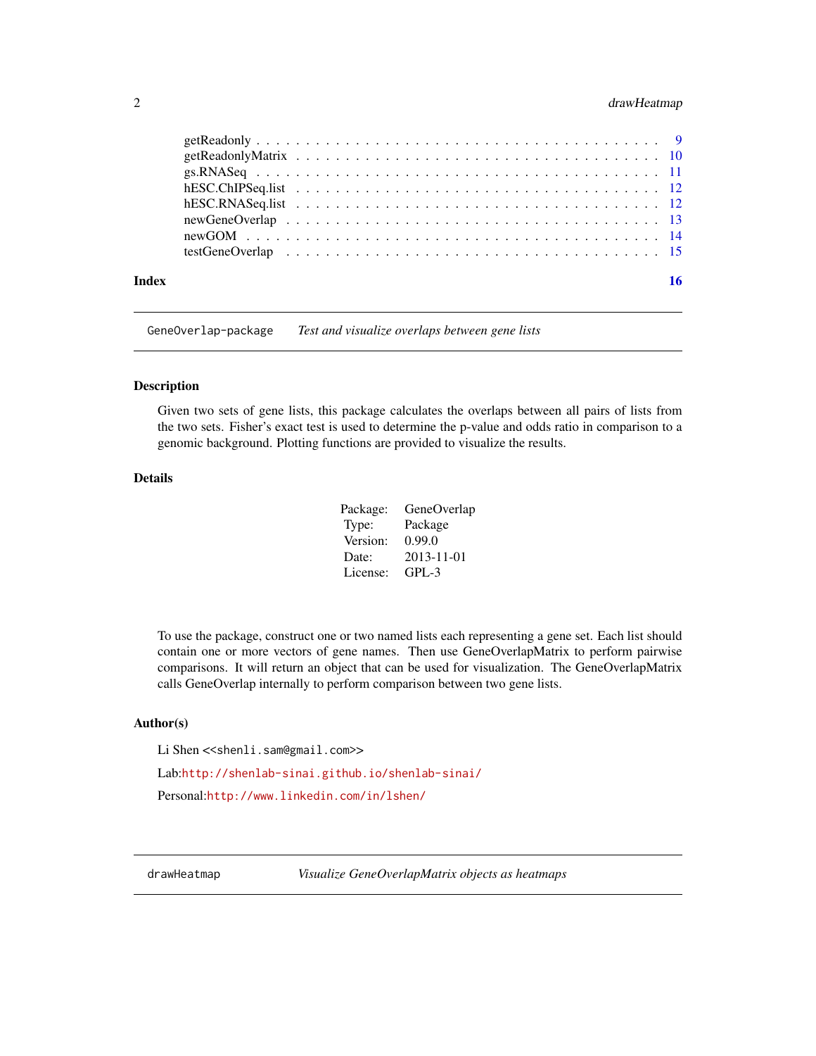getReadonly . . . . . . . . . . . . . . . . . . . . . . . . . . . . . . . . . . . . . 9
getReadonlyMatrix . . . . . . . . . . . . . . . . . . . . . . . . . . . . . . . . . . 10
gs.RNASeq . . . . . . . . . . . . . . . . . . . . . . . . . . . . . . . . . . . . . . 11
hESC.ChIPSeq.list . . . . . . . . . . . . . . . . . . . . . . . . . . . . . . . . . . 12
hESC.RNASeq.list . . . . . . . . . . . . . . . . . . . . . . . . . . . . . . . . . . 12
newGeneOverlap . . . . . . . . . . . . . . . . . . . . . . . . . . . . . . . . . . . 13
newGOM . . . . . . . . . . . . . . . . . . . . . . . . . . . . . . . . . . . . . . . 14
testGeneOverlap . . . . . . . . . . . . . . . . . . . . . . . . . . . . . . . . . . . 15

**Index** **16**

---

`GeneOverlap-package` *Test and visualize overlaps between gene lists*

---

### Description

Given two sets of gene lists, this package calculates the overlaps between all pairs of lists from the two sets. Fisher's exact test is used to determine the p-value and odds ratio in comparison to a genomic background. Plotting functions are provided to visualize the results.

### Details

| | |
|---|---|
| Package: | GeneOverlap |
| Type: | Package |
| Version: | 0.99.0 |
| Date: | 2013-11-01 |
| License: | GPL-3 |

To use the package, construct one or two named lists each representing a gene set. Each list should contain one or more vectors of gene names. Then use GeneOverlapMatrix to perform pairwise comparisons. It will return an object that can be used for visualization. The GeneOverlapMatrix calls GeneOverlap internally to perform comparison between two gene lists.

### Author(s)

Li Shen <<shenli.sam@gmail.com>>

Lab:http://shenlab-sinai.github.io/shenlab-sinai/

Personal:http://www.linkedin.com/in/lshen/

---

`drawHeatmap` *Visualize GeneOverlapMatrix objects as heatmaps*

---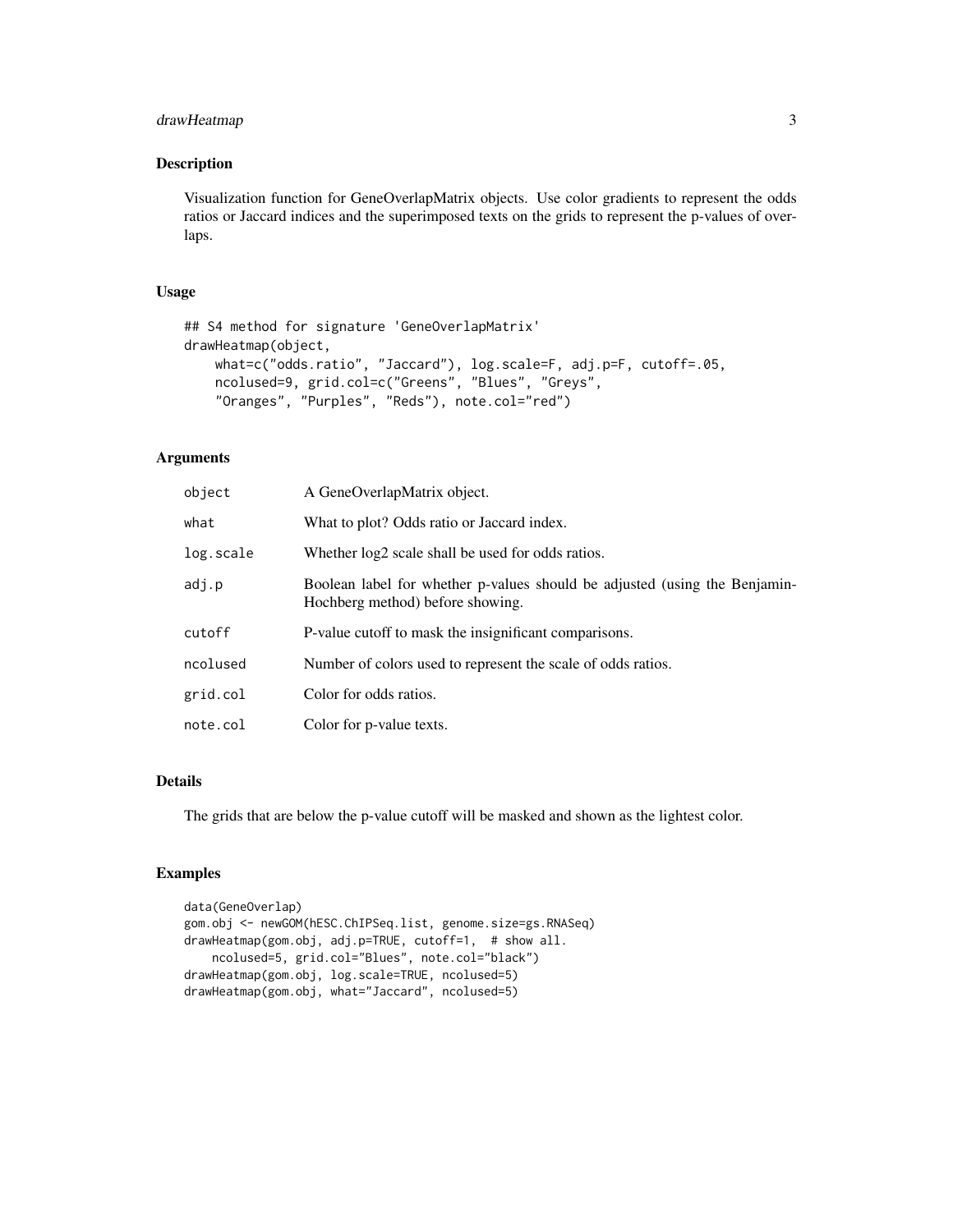## Description

Visualization function for GeneOverlapMatrix objects. Use color gradients to represent the odds ratios or Jaccard indices and the superimposed texts on the grids to represent the p-values of overlaps.

## Usage

```
## S4 method for signature 'GeneOverlapMatrix'
drawHeatmap(object,
    what=c("odds.ratio", "Jaccard"), log.scale=F, adj.p=F, cutoff=.05,
    ncolused=9, grid.col=c("Greens", "Blues", "Greys",
    "Oranges", "Purples", "Reds"), note.col="red")
```

## Arguments

| | |
|---|---|
| `object` | A GeneOverlapMatrix object. |
| `what` | What to plot? Odds ratio or Jaccard index. |
| `log.scale` | Whether log2 scale shall be used for odds ratios. |
| `adj.p` | Boolean label for whether p-values should be adjusted (using the Benjamin-Hochberg method) before showing. |
| `cutoff` | P-value cutoff to mask the insignificant comparisons. |
| `ncolused` | Number of colors used to represent the scale of odds ratios. |
| `grid.col` | Color for odds ratios. |
| `note.col` | Color for p-value texts. |

## Details

The grids that are below the p-value cutoff will be masked and shown as the lightest color.

## Examples

```
data(GeneOverlap)
gom.obj <- newGOM(hESC.ChIPSeq.list, genome.size=gs.RNASeq)
drawHeatmap(gom.obj, adj.p=TRUE, cutoff=1,  # show all.
    ncolused=5, grid.col="Blues", note.col="black")
drawHeatmap(gom.obj, log.scale=TRUE, ncolused=5)
drawHeatmap(gom.obj, what="Jaccard", ncolused=5)
```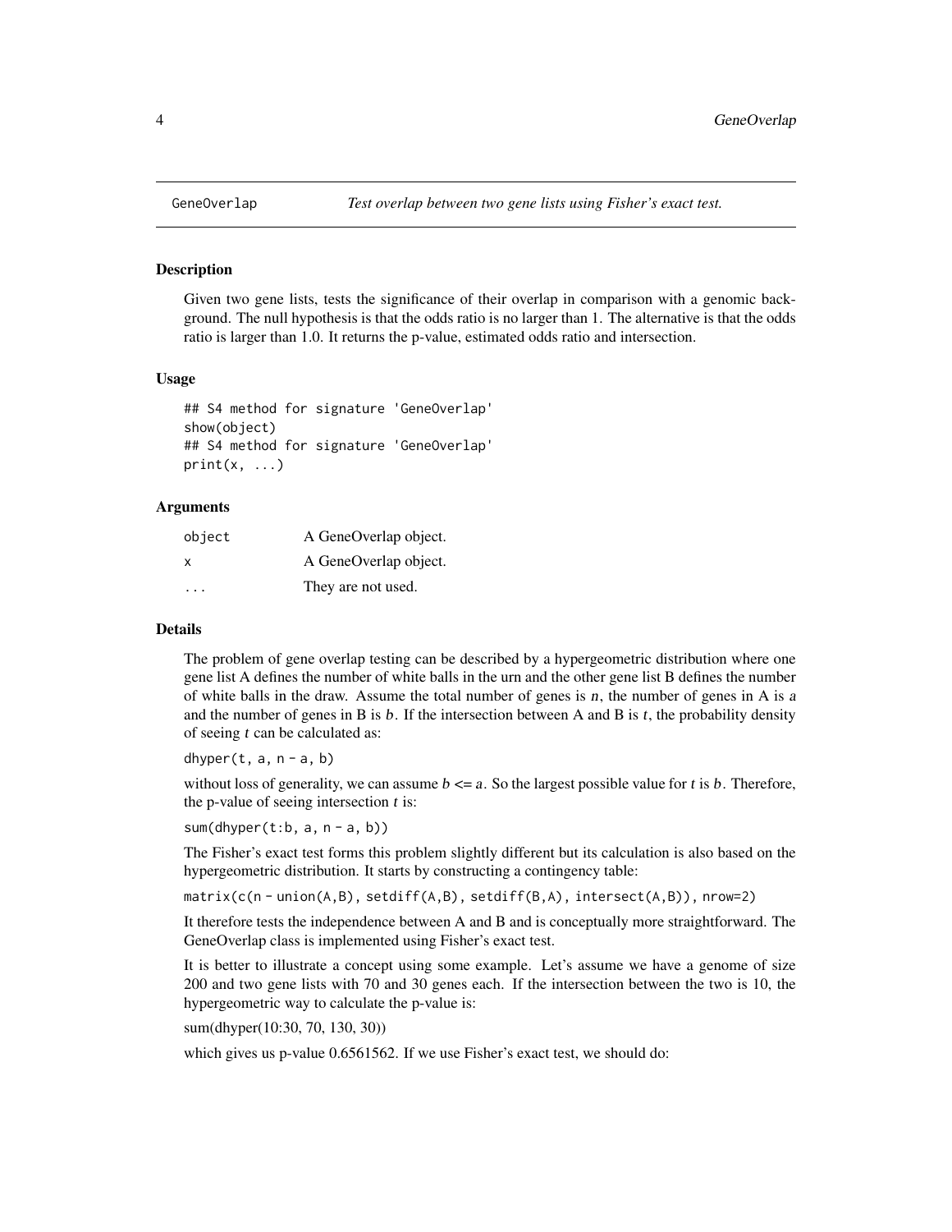GeneOverlap *Test overlap between two gene lists using Fisher's exact test.*

### Description

Given two gene lists, tests the significance of their overlap in comparison with a genomic background. The null hypothesis is that the odds ratio is no larger than 1. The alternative is that the odds ratio is larger than 1.0. It returns the p-value, estimated odds ratio and intersection.

### Usage

```
## S4 method for signature 'GeneOverlap'
show(object)
## S4 method for signature 'GeneOverlap'
print(x, ...)
```

### Arguments

| | |
|---|---|
| `object` | A GeneOverlap object. |
| `x` | A GeneOverlap object. |
| `...` | They are not used. |

### Details

The problem of gene overlap testing can be described by a hypergeometric distribution where one gene list A defines the number of white balls in the urn and the other gene list B defines the number of white balls in the draw. Assume the total number of genes is $n$, the number of genes in A is $a$ and the number of genes in B is $b$. If the intersection between A and B is $t$, the probability density of seeing $t$ can be calculated as:

`dhyper(t, a, n - a, b)`

without loss of generality, we can assume $b <= a$. So the largest possible value for $t$ is $b$. Therefore, the p-value of seeing intersection $t$ is:

`sum(dhyper(t:b, a, n - a, b))`

The Fisher's exact test forms this problem slightly different but its calculation is also based on the hypergeometric distribution. It starts by constructing a contingency table:

`matrix(c(n - union(A,B), setdiff(A,B), setdiff(B,A), intersect(A,B)), nrow=2)`

It therefore tests the independence between A and B and is conceptually more straightforward. The GeneOverlap class is implemented using Fisher's exact test.

It is better to illustrate a concept using some example. Let's assume we have a genome of size 200 and two gene lists with 70 and 30 genes each. If the intersection between the two is 10, the hypergeometric way to calculate the p-value is:

sum(dhyper(10:30, 70, 130, 30))

which gives us p-value 0.6561562. If we use Fisher's exact test, we should do: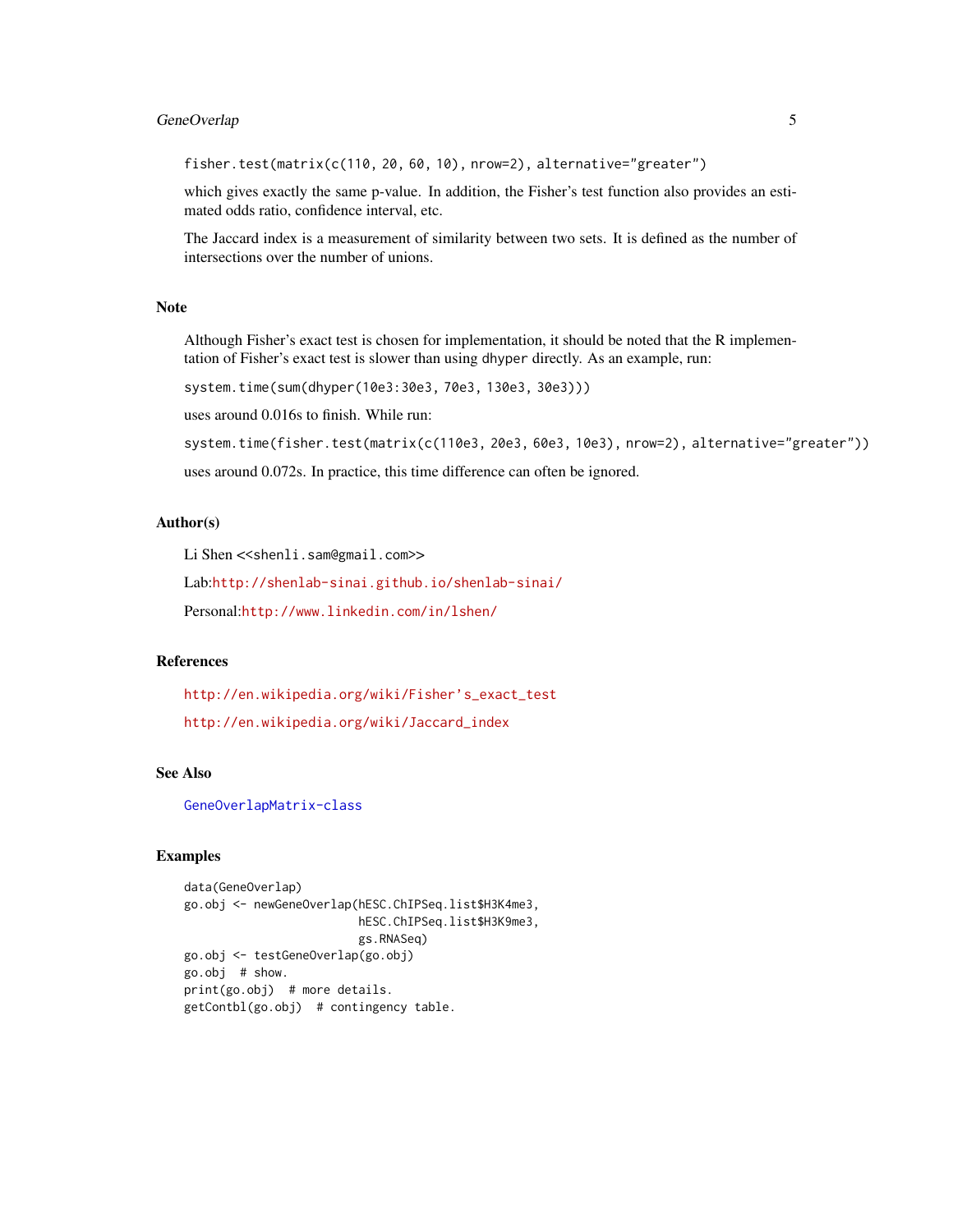```
fisher.test(matrix(c(110, 20, 60, 10), nrow=2), alternative="greater")
```

which gives exactly the same p-value. In addition, the Fisher's test function also provides an estimated odds ratio, confidence interval, etc.

The Jaccard index is a measurement of similarity between two sets. It is defined as the number of intersections over the number of unions.

## Note

Although Fisher's exact test is chosen for implementation, it should be noted that the R implementation of Fisher's exact test is slower than using `dhyper` directly. As an example, run:

```
system.time(sum(dhyper(10e3:30e3, 70e3, 130e3, 30e3)))
```

uses around 0.016s to finish. While run:

```
system.time(fisher.test(matrix(c(110e3, 20e3, 60e3, 10e3), nrow=2), alternative="greater"))
```

uses around 0.072s. In practice, this time difference can often be ignored.

## Author(s)

Li Shen <<shenli.sam@gmail.com>>

Lab:http://shenlab-sinai.github.io/shenlab-sinai/

Personal:http://www.linkedin.com/in/lshen/

## References

http://en.wikipedia.org/wiki/Fisher's_exact_test

http://en.wikipedia.org/wiki/Jaccard_index

## See Also

GeneOverlapMatrix-class

## Examples

```
data(GeneOverlap)
go.obj <- newGeneOverlap(hESC.ChIPSeq.list$H3K4me3,
                         hESC.ChIPSeq.list$H3K9me3,
                         gs.RNASeq)
go.obj <- testGeneOverlap(go.obj)
go.obj  # show.
print(go.obj)  # more details.
getContbl(go.obj)  # contingency table.
```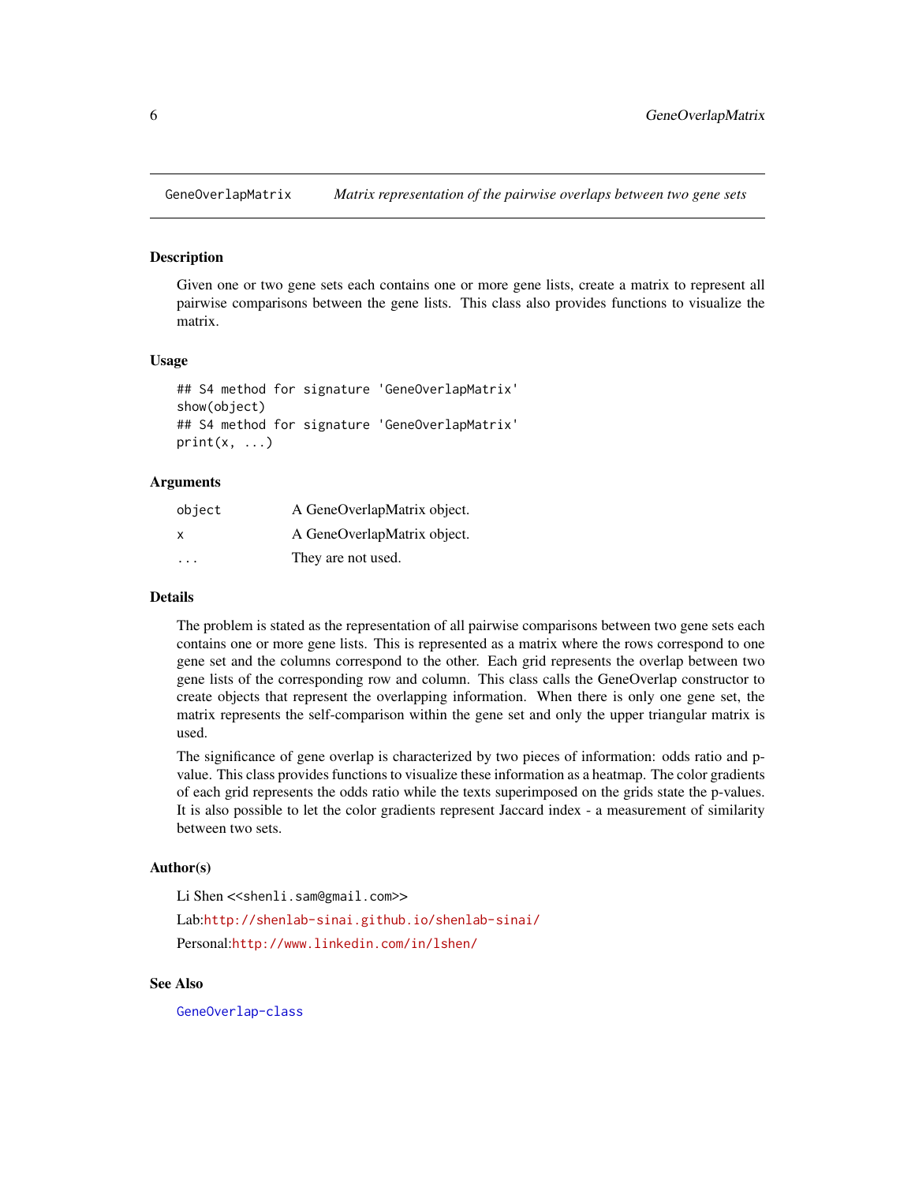## GeneOverlapMatrix — *Matrix representation of the pairwise overlaps between two gene sets*

### Description

Given one or two gene sets each contains one or more gene lists, create a matrix to represent all pairwise comparisons between the gene lists. This class also provides functions to visualize the matrix.

### Usage

```
## S4 method for signature 'GeneOverlapMatrix'
show(object)
## S4 method for signature 'GeneOverlapMatrix'
print(x, ...)
```

### Arguments

| | |
|---|---|
| object | A GeneOverlapMatrix object. |
| x | A GeneOverlapMatrix object. |
| ... | They are not used. |

### Details

The problem is stated as the representation of all pairwise comparisons between two gene sets each contains one or more gene lists. This is represented as a matrix where the rows correspond to one gene set and the columns correspond to the other. Each grid represents the overlap between two gene lists of the corresponding row and column. This class calls the GeneOverlap constructor to create objects that represent the overlapping information. When there is only one gene set, the matrix represents the self-comparison within the gene set and only the upper triangular matrix is used.

The significance of gene overlap is characterized by two pieces of information: odds ratio and p-value. This class provides functions to visualize these information as a heatmap. The color gradients of each grid represents the odds ratio while the texts superimposed on the grids state the p-values. It is also possible to let the color gradients represent Jaccard index - a measurement of similarity between two sets.

### Author(s)

Li Shen <<shenli.sam@gmail.com>>

Lab:http://shenlab-sinai.github.io/shenlab-sinai/

Personal:http://www.linkedin.com/in/lshen/

### See Also

GeneOverlap-class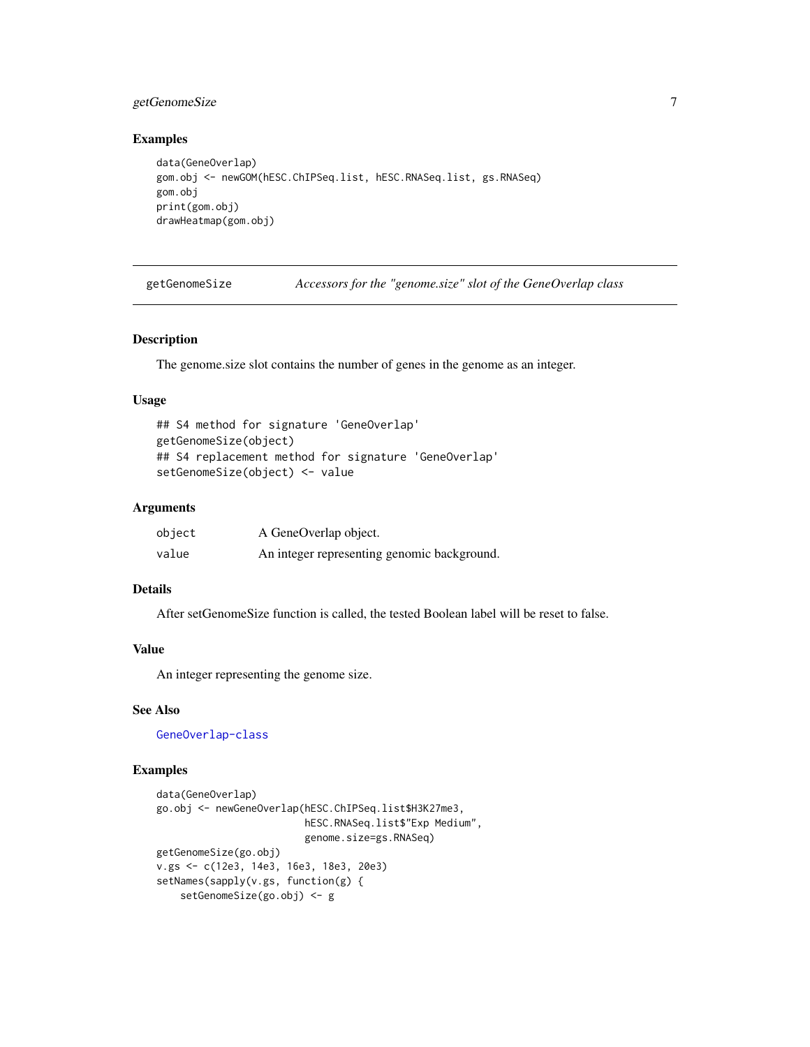## Examples

```
data(GeneOverlap)
gom.obj <- newGOM(hESC.ChIPSeq.list, hESC.RNASeq.list, gs.RNASeq)
gom.obj
print(gom.obj)
drawHeatmap(gom.obj)
```

---

getGenomeSize *Accessors for the "genome.size" slot of the GeneOverlap class*

---

## Description

The genome.size slot contains the number of genes in the genome as an integer.

## Usage

```
## S4 method for signature 'GeneOverlap'
getGenomeSize(object)
## S4 replacement method for signature 'GeneOverlap'
setGenomeSize(object) <- value
```

## Arguments

| | |
|---|---|
| object | A GeneOverlap object. |
| value | An integer representing genomic background. |

## Details

After setGenomeSize function is called, the tested Boolean label will be reset to false.

## Value

An integer representing the genome size.

## See Also

GeneOverlap-class

## Examples

```
data(GeneOverlap)
go.obj <- newGeneOverlap(hESC.ChIPSeq.list$H3K27me3,
                         hESC.RNASeq.list$"Exp Medium",
                         genome.size=gs.RNASeq)
getGenomeSize(go.obj)
v.gs <- c(12e3, 14e3, 16e3, 18e3, 20e3)
setNames(sapply(v.gs, function(g) {
    setGenomeSize(go.obj) <- g
```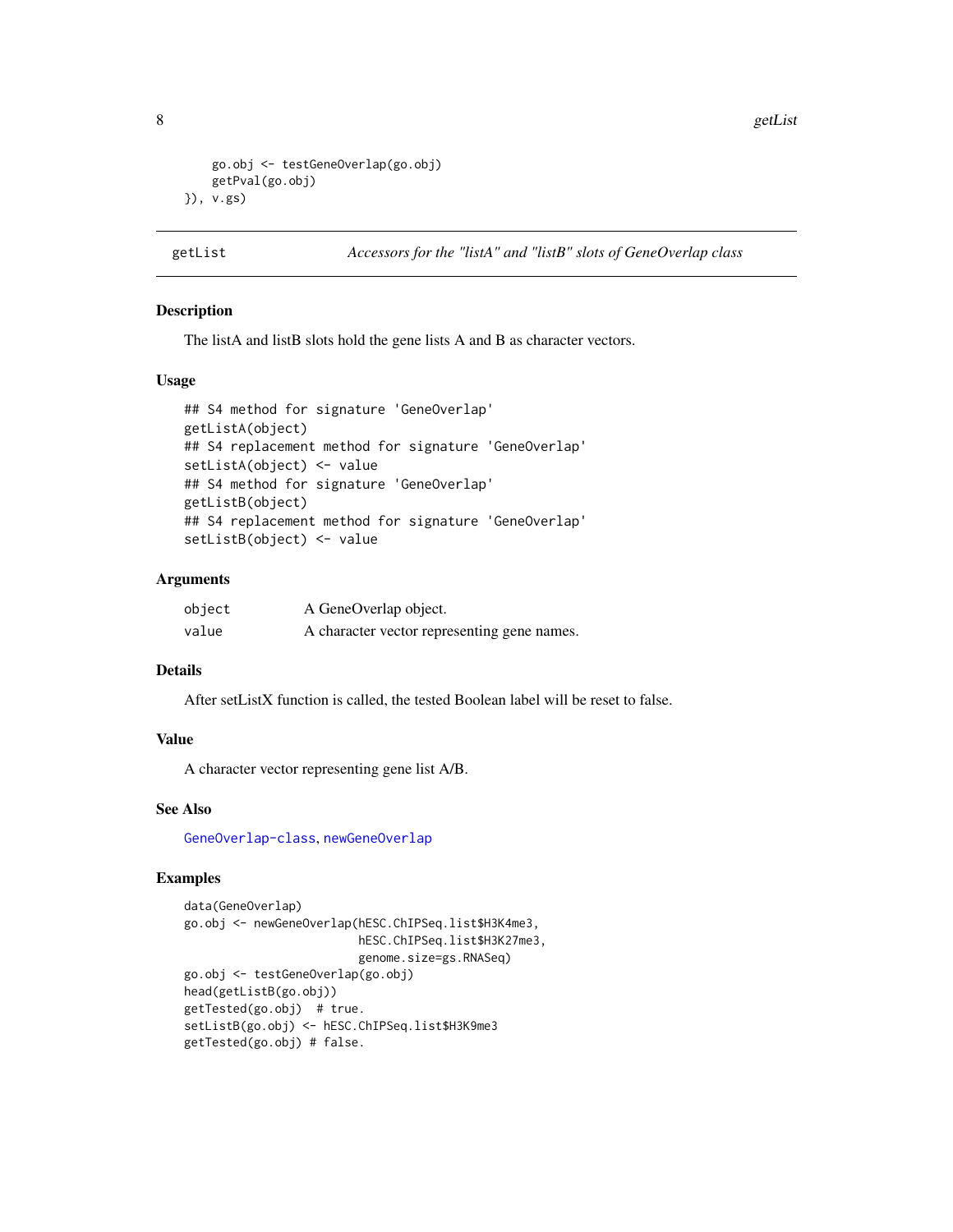```
    go.obj <- testGeneOverlap(go.obj)
    getPval(go.obj)
}), v.gs)
```

## getList — *Accessors for the "listA" and "listB" slots of GeneOverlap class*

### Description

The listA and listB slots hold the gene lists A and B as character vectors.

### Usage

```
## S4 method for signature 'GeneOverlap'
getListA(object)
## S4 replacement method for signature 'GeneOverlap'
setListA(object) <- value
## S4 method for signature 'GeneOverlap'
getListB(object)
## S4 replacement method for signature 'GeneOverlap'
setListB(object) <- value
```

### Arguments

| | |
|---|---|
| `object` | A GeneOverlap object. |
| `value` | A character vector representing gene names. |

### Details

After setListX function is called, the tested Boolean label will be reset to false.

### Value

A character vector representing gene list A/B.

### See Also

GeneOverlap-class, newGeneOverlap

### Examples

```
data(GeneOverlap)
go.obj <- newGeneOverlap(hESC.ChIPSeq.list$H3K4me3,
                         hESC.ChIPSeq.list$H3K27me3,
                         genome.size=gs.RNASeq)
go.obj <- testGeneOverlap(go.obj)
head(getListB(go.obj))
getTested(go.obj)  # true.
setListB(go.obj) <- hESC.ChIPSeq.list$H3K9me3
getTested(go.obj) # false.
```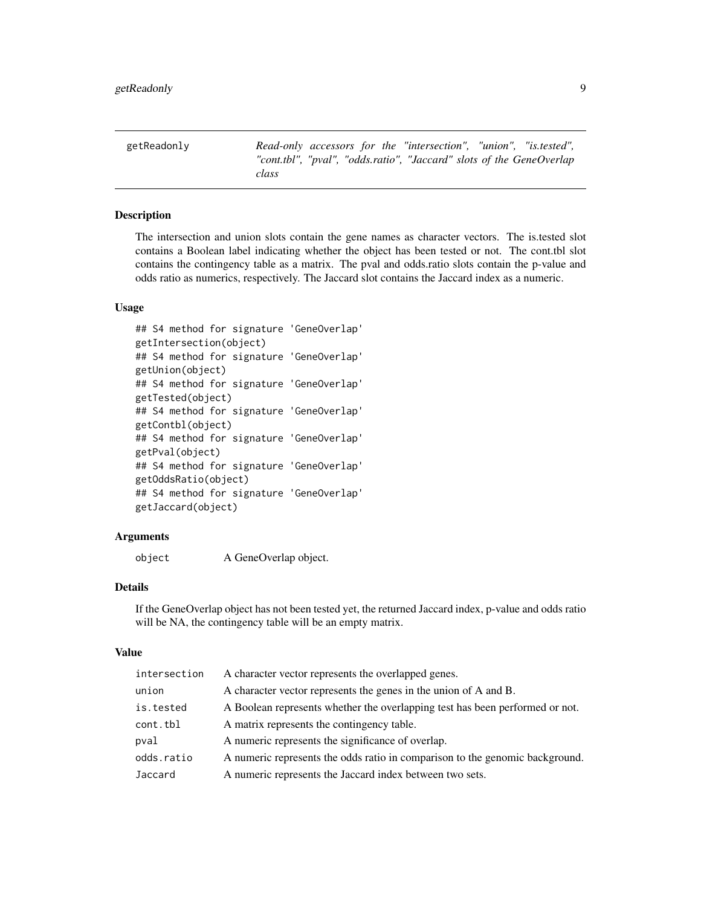getReadonly *Read-only accessors for the "intersection", "union", "is.tested", "cont.tbl", "pval", "odds.ratio", "Jaccard" slots of the GeneOverlap class*

## Description

The intersection and union slots contain the gene names as character vectors. The is.tested slot contains a Boolean label indicating whether the object has been tested or not. The cont.tbl slot contains the contingency table as a matrix. The pval and odds.ratio slots contain the p-value and odds ratio as numerics, respectively. The Jaccard slot contains the Jaccard index as a numeric.

## Usage

```
## S4 method for signature 'GeneOverlap'
getIntersection(object)
## S4 method for signature 'GeneOverlap'
getUnion(object)
## S4 method for signature 'GeneOverlap'
getTested(object)
## S4 method for signature 'GeneOverlap'
getContbl(object)
## S4 method for signature 'GeneOverlap'
getPval(object)
## S4 method for signature 'GeneOverlap'
getOddsRatio(object)
## S4 method for signature 'GeneOverlap'
getJaccard(object)
```

## Arguments

| | |
|---|---|
| object | A GeneOverlap object. |

## Details

If the GeneOverlap object has not been tested yet, the returned Jaccard index, p-value and odds ratio will be NA, the contingency table will be an empty matrix.

## Value

| | |
|---|---|
| intersection | A character vector represents the overlapped genes. |
| union | A character vector represents the genes in the union of A and B. |
| is.tested | A Boolean represents whether the overlapping test has been performed or not. |
| cont.tbl | A matrix represents the contingency table. |
| pval | A numeric represents the significance of overlap. |
| odds.ratio | A numeric represents the odds ratio in comparison to the genomic background. |
| Jaccard | A numeric represents the Jaccard index between two sets. |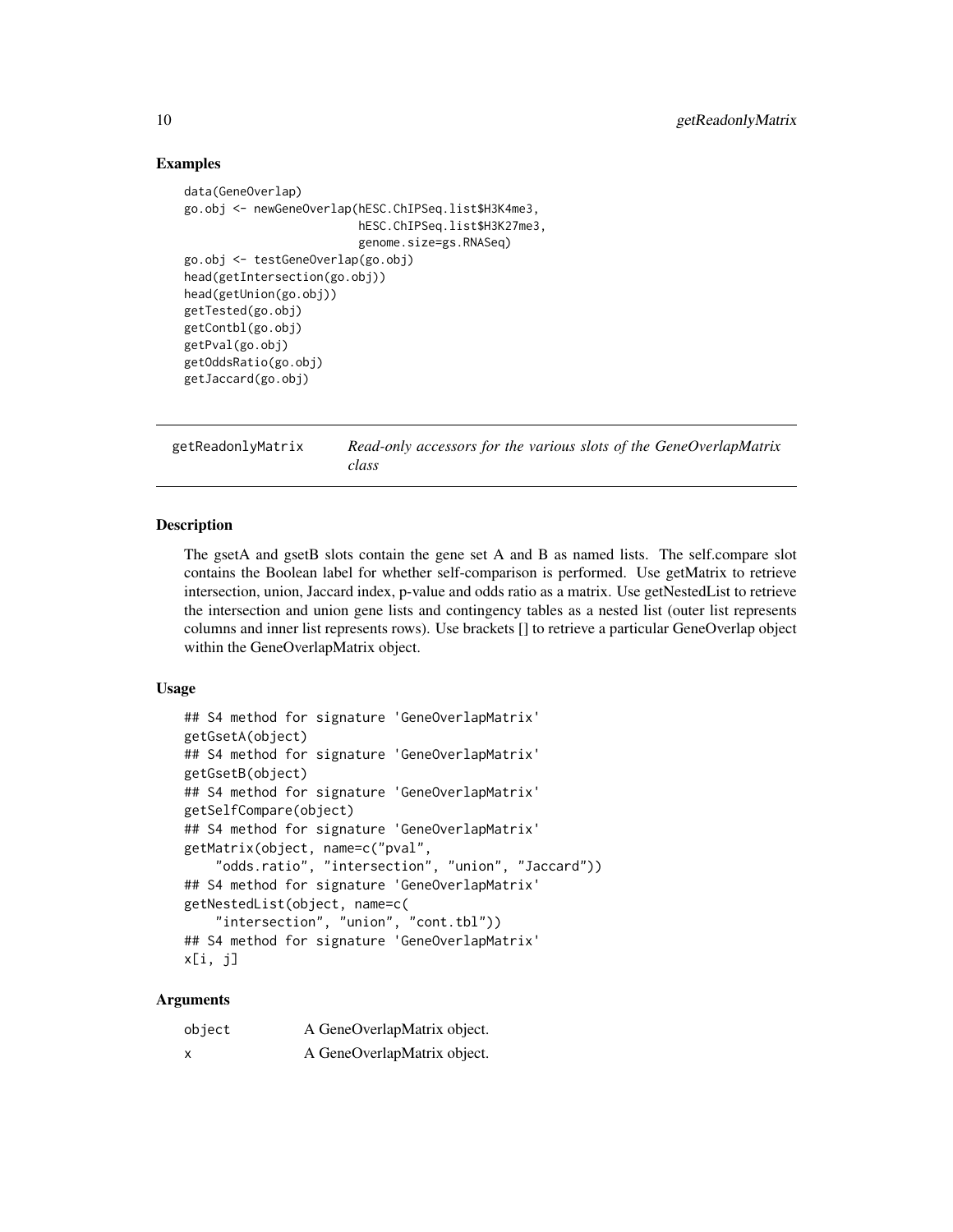## Examples

```
data(GeneOverlap)
go.obj <- newGeneOverlap(hESC.ChIPSeq.list$H3K4me3,
                         hESC.ChIPSeq.list$H3K27me3,
                         genome.size=gs.RNASeq)
go.obj <- testGeneOverlap(go.obj)
head(getIntersection(go.obj))
head(getUnion(go.obj))
getTested(go.obj)
getContbl(go.obj)
getPval(go.obj)
getOddsRatio(go.obj)
getJaccard(go.obj)
```

---

# getReadonlyMatrix — *Read-only accessors for the various slots of the GeneOverlapMatrix class*

---

## Description

The gsetA and gsetB slots contain the gene set A and B as named lists. The self.compare slot contains the Boolean label for whether self-comparison is performed. Use getMatrix to retrieve intersection, union, Jaccard index, p-value and odds ratio as a matrix. Use getNestedList to retrieve the intersection and union gene lists and contingency tables as a nested list (outer list represents columns and inner list represents rows). Use brackets [] to retrieve a particular GeneOverlap object within the GeneOverlapMatrix object.

## Usage

```
## S4 method for signature 'GeneOverlapMatrix'
getGsetA(object)
## S4 method for signature 'GeneOverlapMatrix'
getGsetB(object)
## S4 method for signature 'GeneOverlapMatrix'
getSelfCompare(object)
## S4 method for signature 'GeneOverlapMatrix'
getMatrix(object, name=c("pval",
    "odds.ratio", "intersection", "union", "Jaccard"))
## S4 method for signature 'GeneOverlapMatrix'
getNestedList(object, name=c(
    "intersection", "union", "cont.tbl"))
## S4 method for signature 'GeneOverlapMatrix'
x[i, j]
```

## Arguments

| | |
|---|---|
| object | A GeneOverlapMatrix object. |
| x | A GeneOverlapMatrix object. |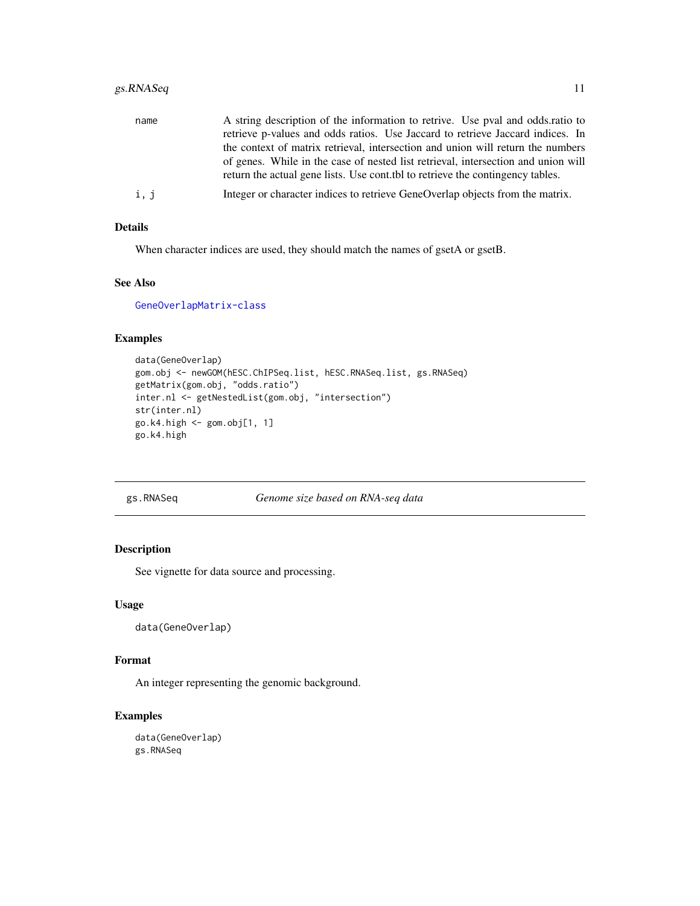| | |
|---|---|
| name | A string description of the information to retrive. Use pval and odds.ratio to retrieve p-values and odds ratios. Use Jaccard to retrieve Jaccard indices. In the context of matrix retrieval, intersection and union will return the numbers of genes. While in the case of nested list retrieval, intersection and union will return the actual gene lists. Use cont.tbl to retrieve the contingency tables. |
| i, j | Integer or character indices to retrieve GeneOverlap objects from the matrix. |

### Details

When character indices are used, they should match the names of gsetA or gsetB.

### See Also

GeneOverlapMatrix-class

### Examples

```
data(GeneOverlap)
gom.obj <- newGOM(hESC.ChIPSeq.list, hESC.RNASeq.list, gs.RNASeq)
getMatrix(gom.obj, "odds.ratio")
inter.nl <- getNestedList(gom.obj, "intersection")
str(inter.nl)
go.k4.high <- gom.obj[1, 1]
go.k4.high
```

---

## gs.RNASeq — *Genome size based on RNA-seq data*

### Description

See vignette for data source and processing.

### Usage

```
data(GeneOverlap)
```

### Format

An integer representing the genomic background.

### Examples

```
data(GeneOverlap)
gs.RNASeq
```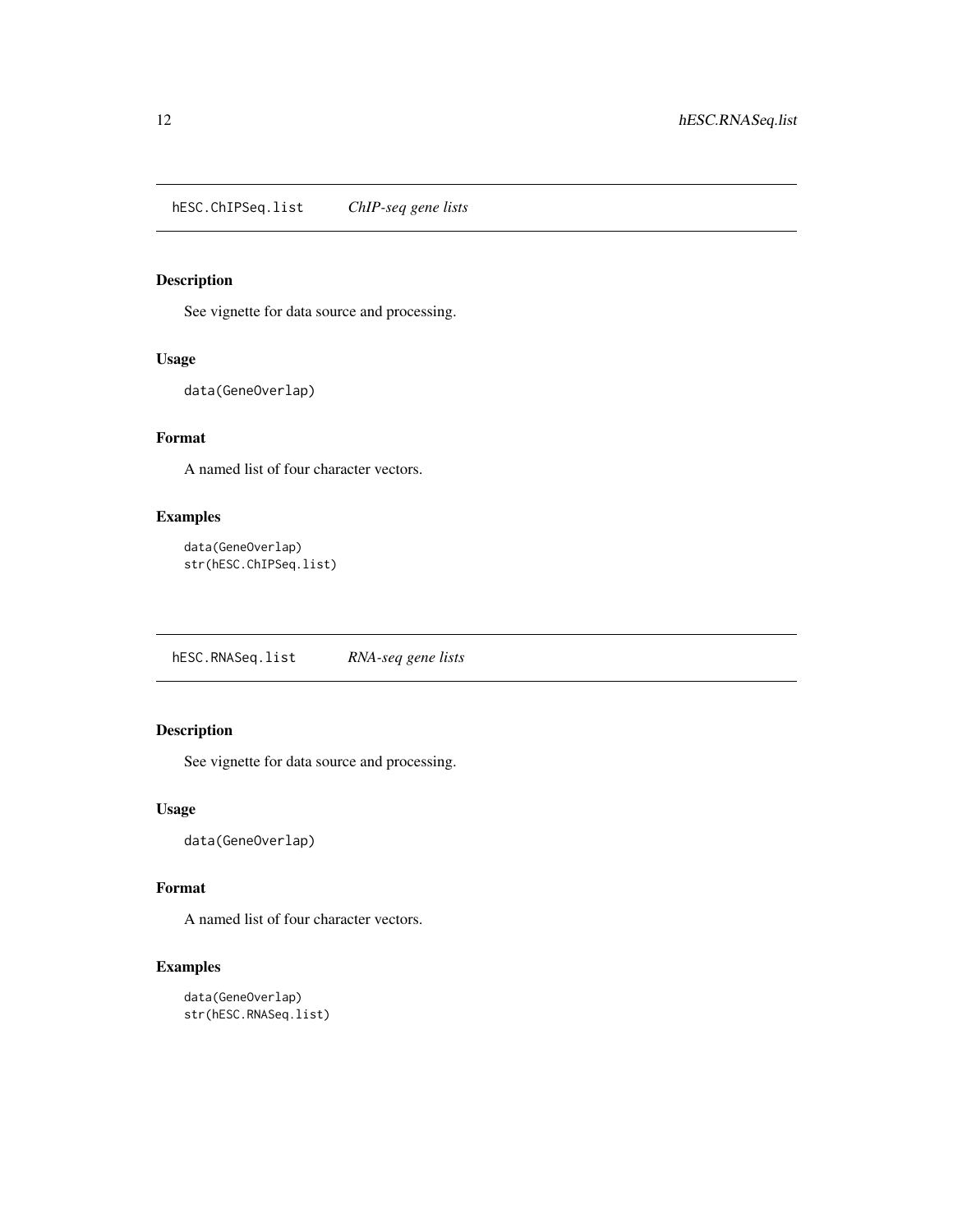## hESC.ChIPSeq.list *ChIP-seq gene lists*

### Description

See vignette for data source and processing.

### Usage

```
data(GeneOverlap)
```

### Format

A named list of four character vectors.

### Examples

```
data(GeneOverlap)
str(hESC.ChIPSeq.list)
```

## hESC.RNASeq.list *RNA-seq gene lists*

### Description

See vignette for data source and processing.

### Usage

```
data(GeneOverlap)
```

### Format

A named list of four character vectors.

### Examples

```
data(GeneOverlap)
str(hESC.RNASeq.list)
```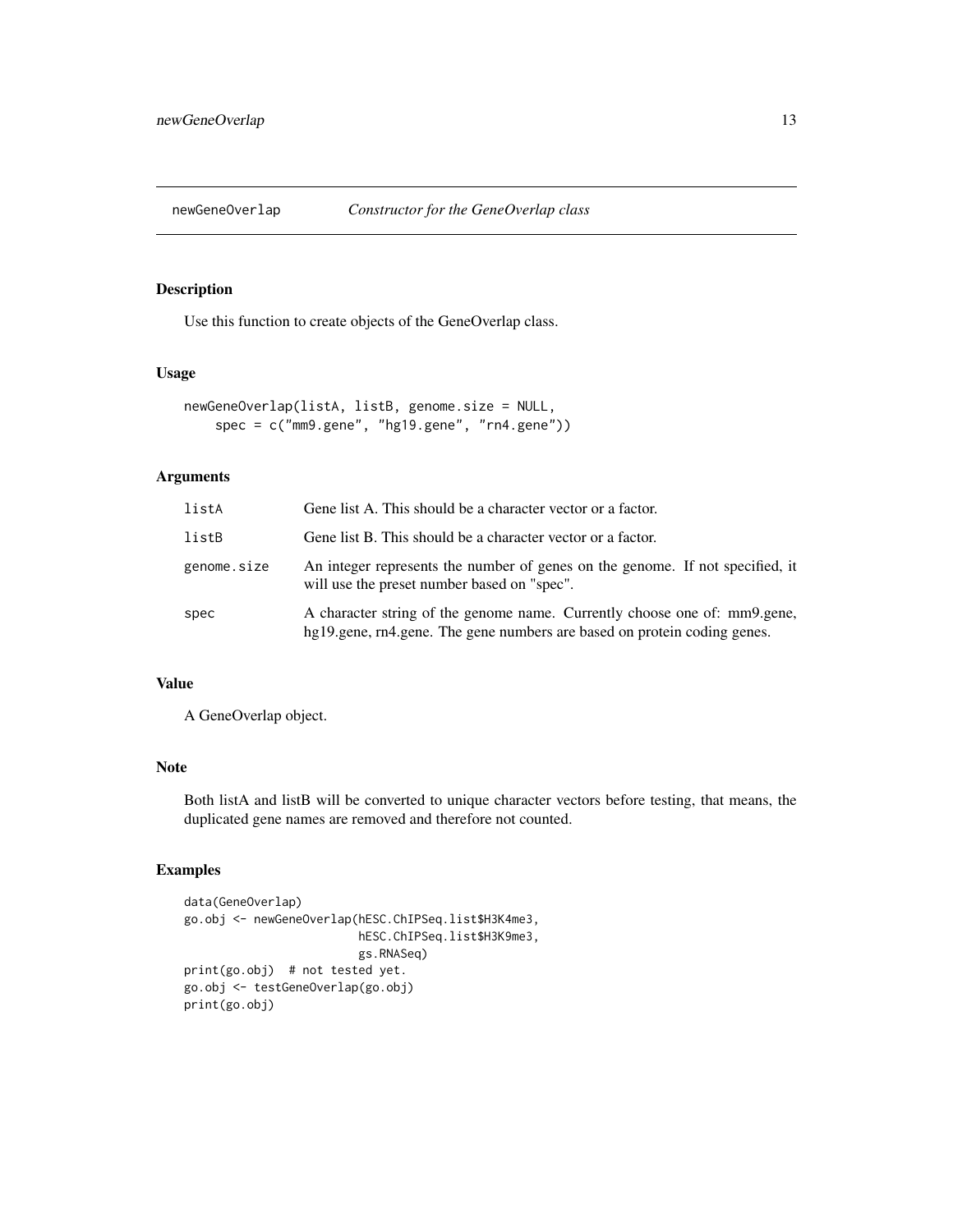# newGeneOverlap — *Constructor for the GeneOverlap class*

## Description

Use this function to create objects of the GeneOverlap class.

## Usage

```
newGeneOverlap(listA, listB, genome.size = NULL,
    spec = c("mm9.gene", "hg19.gene", "rn4.gene"))
```

## Arguments

| | |
|---|---|
| listA | Gene list A. This should be a character vector or a factor. |
| listB | Gene list B. This should be a character vector or a factor. |
| genome.size | An integer represents the number of genes on the genome. If not specified, it will use the preset number based on "spec". |
| spec | A character string of the genome name. Currently choose one of: mm9.gene, hg19.gene, rn4.gene. The gene numbers are based on protein coding genes. |

## Value

A GeneOverlap object.

## Note

Both listA and listB will be converted to unique character vectors before testing, that means, the duplicated gene names are removed and therefore not counted.

## Examples

```
data(GeneOverlap)
go.obj <- newGeneOverlap(hESC.ChIPSeq.list$H3K4me3,
                         hESC.ChIPSeq.list$H3K9me3,
                         gs.RNASeq)
print(go.obj)  # not tested yet.
go.obj <- testGeneOverlap(go.obj)
print(go.obj)
```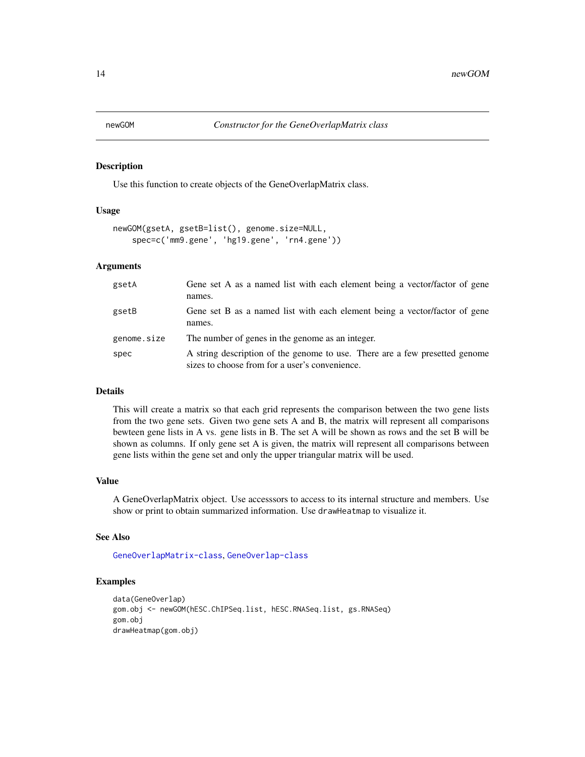newGOM *Constructor for the GeneOverlapMatrix class*

## Description

Use this function to create objects of the GeneOverlapMatrix class.

## Usage

```
newGOM(gsetA, gsetB=list(), genome.size=NULL,
    spec=c('mm9.gene', 'hg19.gene', 'rn4.gene'))
```

## Arguments

| | |
|---|---|
| gsetA | Gene set A as a named list with each element being a vector/factor of gene names. |
| gsetB | Gene set B as a named list with each element being a vector/factor of gene names. |
| genome.size | The number of genes in the genome as an integer. |
| spec | A string description of the genome to use. There are a few presetted genome sizes to choose from for a user's convenience. |

## Details

This will create a matrix so that each grid represents the comparison between the two gene lists from the two gene sets. Given two gene sets A and B, the matrix will represent all comparisons bewteen gene lists in A vs. gene lists in B. The set A will be shown as rows and the set B will be shown as columns. If only gene set A is given, the matrix will represent all comparisons between gene lists within the gene set and only the upper triangular matrix will be used.

## Value

A GeneOverlapMatrix object. Use accesssors to access to its internal structure and members. Use show or print to obtain summarized information. Use `drawHeatmap` to visualize it.

## See Also

GeneOverlapMatrix-class, GeneOverlap-class

## Examples

```
data(GeneOverlap)
gom.obj <- newGOM(hESC.ChIPSeq.list, hESC.RNASeq.list, gs.RNASeq)
gom.obj
drawHeatmap(gom.obj)
```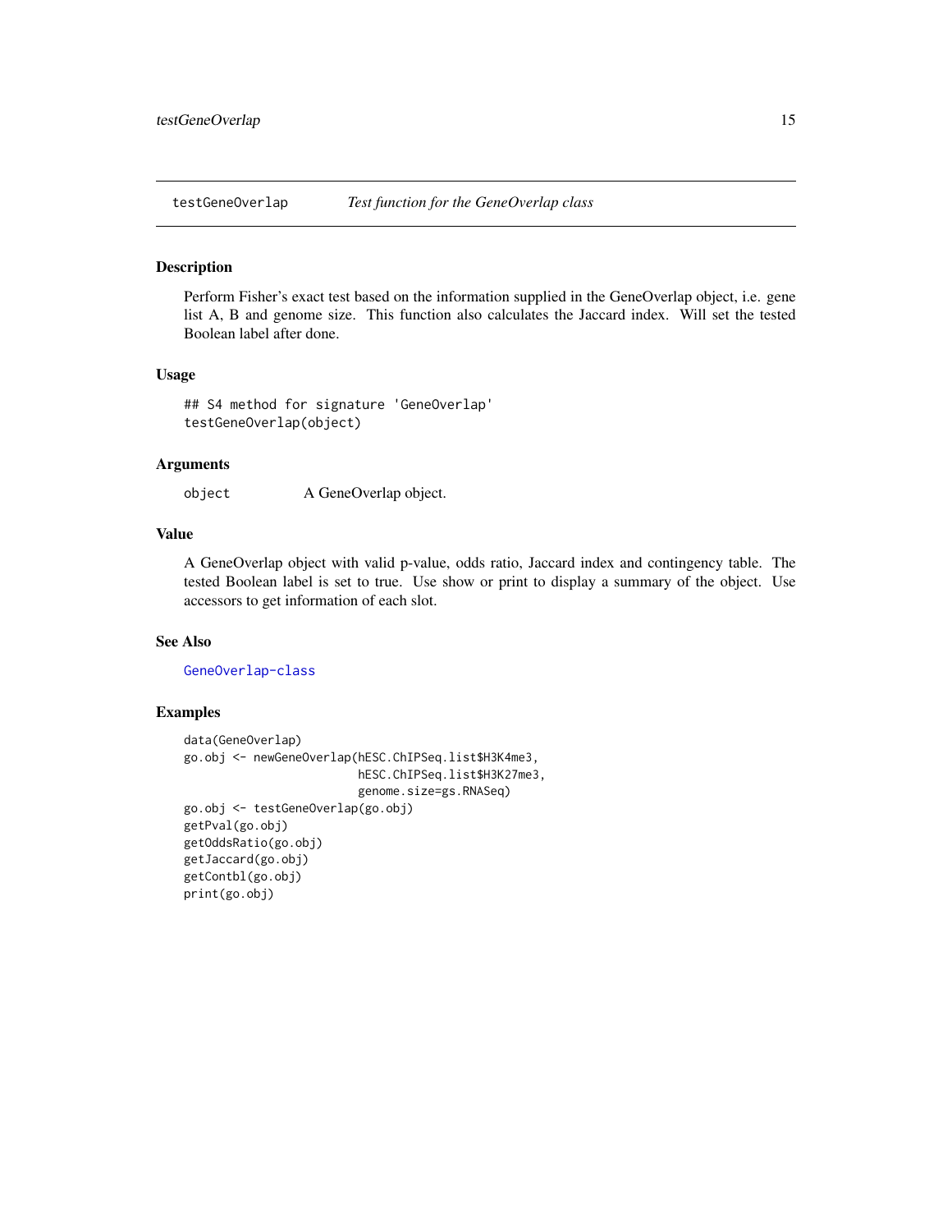## testGeneOverlap — *Test function for the GeneOverlap class*

### Description

Perform Fisher's exact test based on the information supplied in the GeneOverlap object, i.e. gene list A, B and genome size. This function also calculates the Jaccard index. Will set the tested Boolean label after done.

### Usage

```
## S4 method for signature 'GeneOverlap'
testGeneOverlap(object)
```

### Arguments

| | |
|---|---|
| `object` | A GeneOverlap object. |

### Value

A GeneOverlap object with valid p-value, odds ratio, Jaccard index and contingency table. The tested Boolean label is set to true. Use show or print to display a summary of the object. Use accessors to get information of each slot.

### See Also

`GeneOverlap-class`

### Examples

```
data(GeneOverlap)
go.obj <- newGeneOverlap(hESC.ChIPSeq.list$H3K4me3,
                         hESC.ChIPSeq.list$H3K27me3,
                         genome.size=gs.RNASeq)
go.obj <- testGeneOverlap(go.obj)
getPval(go.obj)
getOddsRatio(go.obj)
getJaccard(go.obj)
getContbl(go.obj)
print(go.obj)
```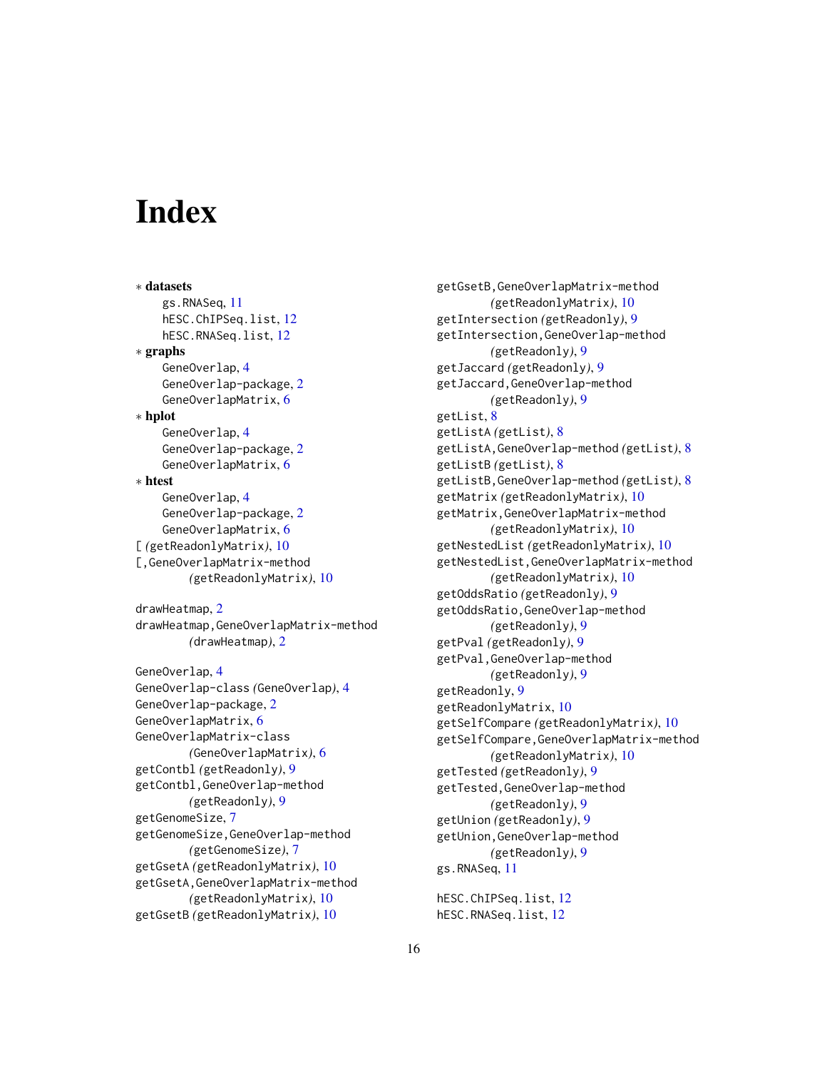# Index

∗ **datasets**
  gs.RNASeq, 11
  hESC.ChIPSeq.list, 12
  hESC.RNASeq.list, 12

∗ **graphs**
  GeneOverlap, 4
  GeneOverlap-package, 2
  GeneOverlapMatrix, 6

∗ **hplot**
  GeneOverlap, 4
  GeneOverlap-package, 2
  GeneOverlapMatrix, 6

∗ **htest**
  GeneOverlap, 4
  GeneOverlap-package, 2
  GeneOverlapMatrix, 6

[ *(*getReadonlyMatrix*)*, 10
[,GeneOverlapMatrix-method
  *(*getReadonlyMatrix*)*, 10

drawHeatmap, 2
drawHeatmap,GeneOverlapMatrix-method
  *(*drawHeatmap*)*, 2

GeneOverlap, 4
GeneOverlap-class *(*GeneOverlap*)*, 4
GeneOverlap-package, 2
GeneOverlapMatrix, 6
GeneOverlapMatrix-class
  *(*GeneOverlapMatrix*)*, 6
getContbl *(*getReadonly*)*, 9
getContbl,GeneOverlap-method
  *(*getReadonly*)*, 9
getGenomeSize, 7
getGenomeSize,GeneOverlap-method
  *(*getGenomeSize*)*, 7
getGsetA *(*getReadonlyMatrix*)*, 10
getGsetA,GeneOverlapMatrix-method
  *(*getReadonlyMatrix*)*, 10
getGsetB *(*getReadonlyMatrix*)*, 10
getGsetB,GeneOverlapMatrix-method
  *(*getReadonlyMatrix*)*, 10
getIntersection *(*getReadonly*)*, 9
getIntersection,GeneOverlap-method
  *(*getReadonly*)*, 9
getJaccard *(*getReadonly*)*, 9
getJaccard,GeneOverlap-method
  *(*getReadonly*)*, 9
getList, 8
getListA *(*getList*)*, 8
getListA,GeneOverlap-method *(*getList*)*, 8
getListB *(*getList*)*, 8
getListB,GeneOverlap-method *(*getList*)*, 8
getMatrix *(*getReadonlyMatrix*)*, 10
getMatrix,GeneOverlapMatrix-method
  *(*getReadonlyMatrix*)*, 10
getNestedList *(*getReadonlyMatrix*)*, 10
getNestedList,GeneOverlapMatrix-method
  *(*getReadonlyMatrix*)*, 10
getOddsRatio *(*getReadonly*)*, 9
getOddsRatio,GeneOverlap-method
  *(*getReadonly*)*, 9
getPval *(*getReadonly*)*, 9
getPval,GeneOverlap-method
  *(*getReadonly*)*, 9
getReadonly, 9
getReadonlyMatrix, 10
getSelfCompare *(*getReadonlyMatrix*)*, 10
getSelfCompare,GeneOverlapMatrix-method
  *(*getReadonlyMatrix*)*, 10
getTested *(*getReadonly*)*, 9
getTested,GeneOverlap-method
  *(*getReadonly*)*, 9
getUnion *(*getReadonly*)*, 9
getUnion,GeneOverlap-method
  *(*getReadonly*)*, 9
gs.RNASeq, 11

hESC.ChIPSeq.list, 12
hESC.RNASeq.list, 12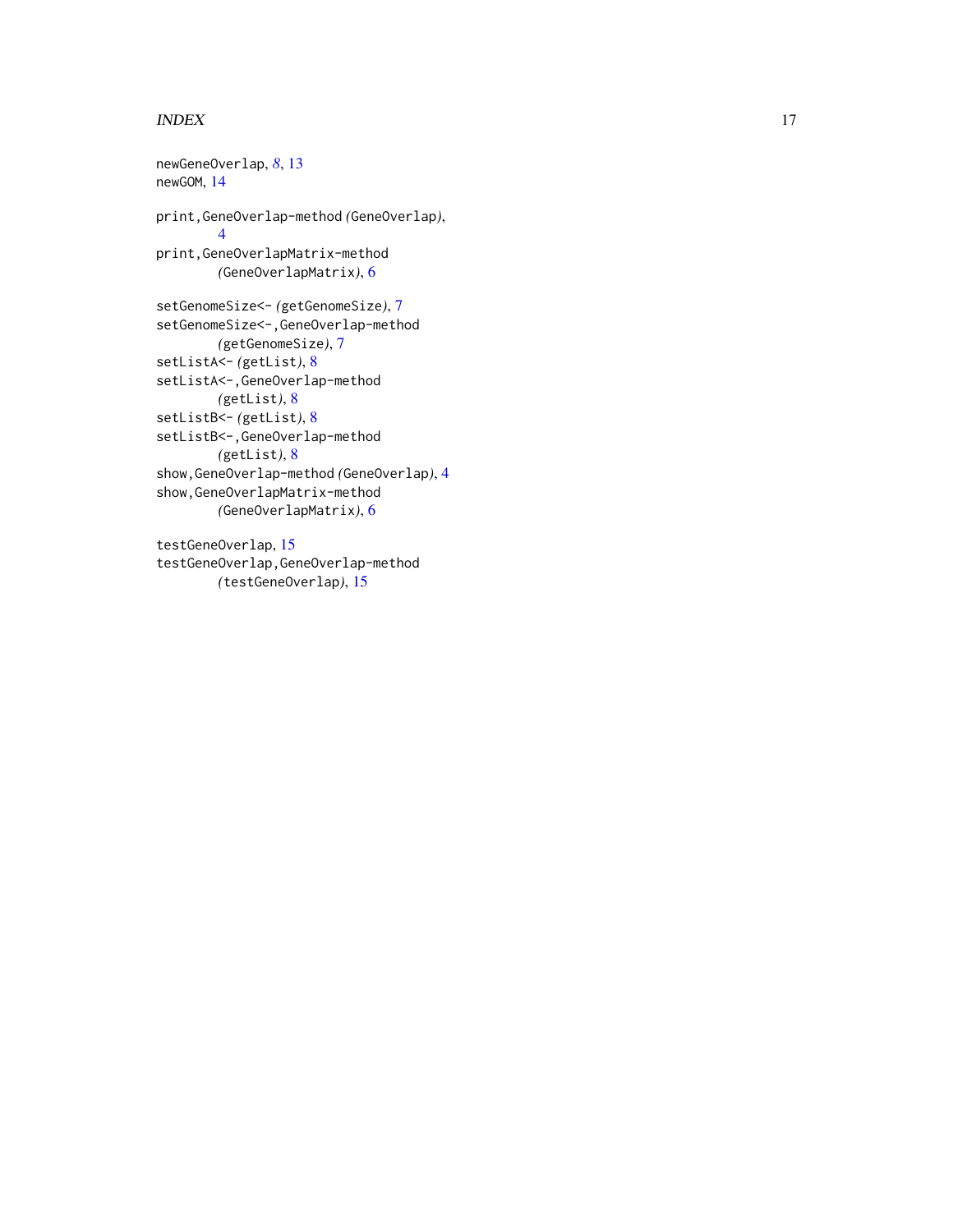newGeneOverlap, *8*, 13
newGOM, 14

print,GeneOverlap-method *(*GeneOverlap*)*, 4
print,GeneOverlapMatrix-method *(*GeneOverlapMatrix*)*, 6

setGenomeSize<- *(*getGenomeSize*)*, 7
setGenomeSize<-,GeneOverlap-method *(*getGenomeSize*)*, 7
setListA<- *(*getList*)*, 8
setListA<-,GeneOverlap-method *(*getList*)*, 8
setListB<- *(*getList*)*, 8
setListB<-,GeneOverlap-method *(*getList*)*, 8
show,GeneOverlap-method *(*GeneOverlap*)*, 4
show,GeneOverlapMatrix-method *(*GeneOverlapMatrix*)*, 6

testGeneOverlap, 15
testGeneOverlap,GeneOverlap-method *(*testGeneOverlap*)*, 15